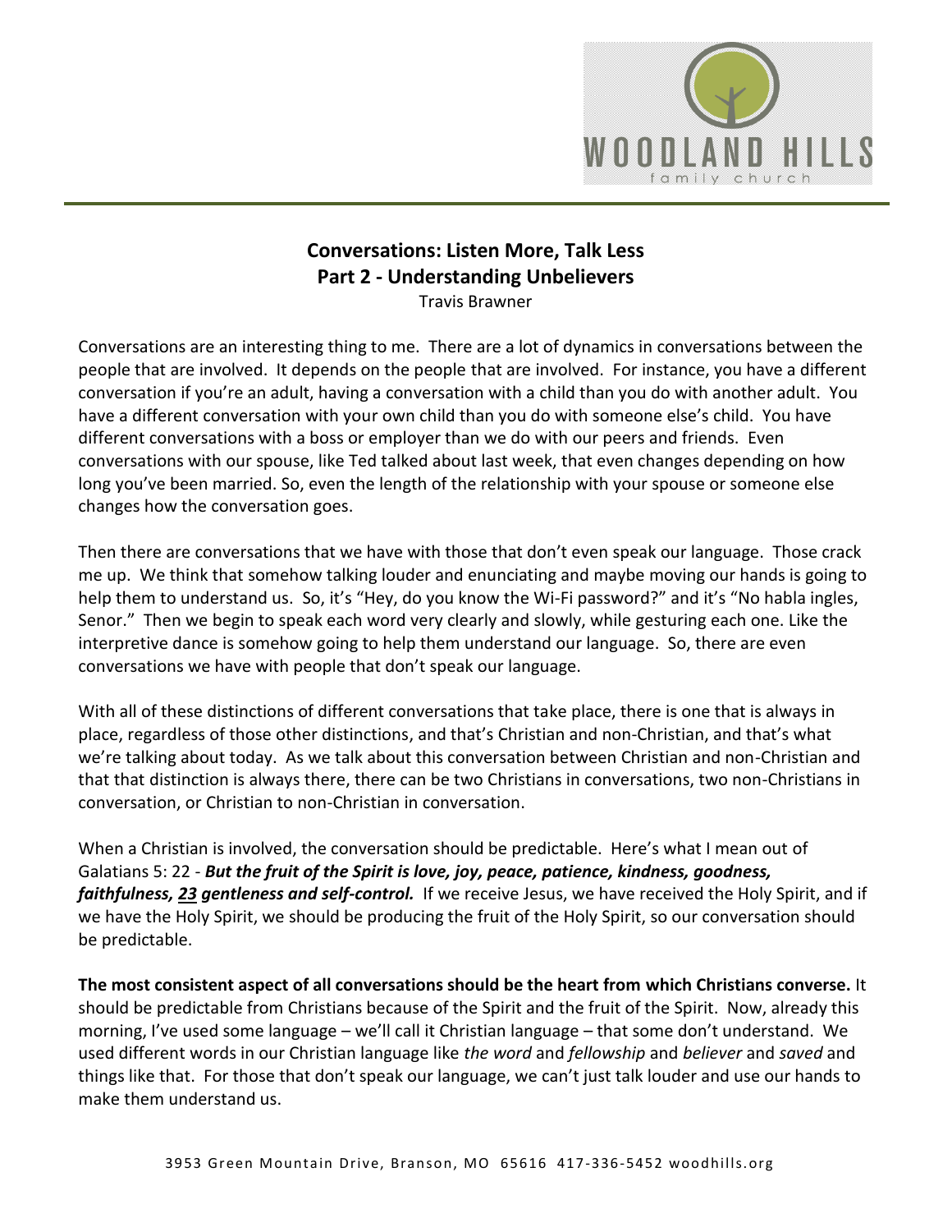**Conversations: Listen More, Talk Less**
**Part 2 - Understanding Unbelievers**
Travis Brawner

Conversations are an interesting thing to me. There are a lot of dynamics in conversations between the people that are involved. It depends on the people that are involved. For instance, you have a different conversation if you're an adult, having a conversation with a child than you do with another adult. You have a different conversation with your own child than you do with someone else's child. You have different conversations with a boss or employer than we do with our peers and friends. Even conversations with our spouse, like Ted talked about last week, that even changes depending on how long you've been married. So, even the length of the relationship with your spouse or someone else changes how the conversation goes.

Then there are conversations that we have with those that don't even speak our language. Those crack me up. We think that somehow talking louder and enunciating and maybe moving our hands is going to help them to understand us. So, it's "Hey, do you know the Wi-Fi password?" and it's "No habla ingles, Senor." Then we begin to speak each word very clearly and slowly, while gesturing each one. Like the interpretive dance is somehow going to help them understand our language. So, there are even conversations we have with people that don't speak our language.

With all of these distinctions of different conversations that take place, there is one that is always in place, regardless of those other distinctions, and that's Christian and non-Christian, and that's what we're talking about today. As we talk about this conversation between Christian and non-Christian and that that distinction is always there, there can be two Christians in conversations, two non-Christians in conversation, or Christian to non-Christian in conversation.

When a Christian is involved, the conversation should be predictable. Here's what I mean out of Galatians 5: 22 - ***But the fruit of the Spirit is love, joy, peace, patience, kindness, goodness, faithfulness, 23 gentleness and self-control.*** If we receive Jesus, we have received the Holy Spirit, and if we have the Holy Spirit, we should be producing the fruit of the Holy Spirit, so our conversation should be predictable.

**The most consistent aspect of all conversations should be the heart from which Christians converse.** It should be predictable from Christians because of the Spirit and the fruit of the Spirit. Now, already this morning, I've used some language – we'll call it Christian language – that some don't understand. We used different words in our Christian language like *the word* and *fellowship* and *believer* and *saved* and things like that. For those that don't speak our language, we can't just talk louder and use our hands to make them understand us.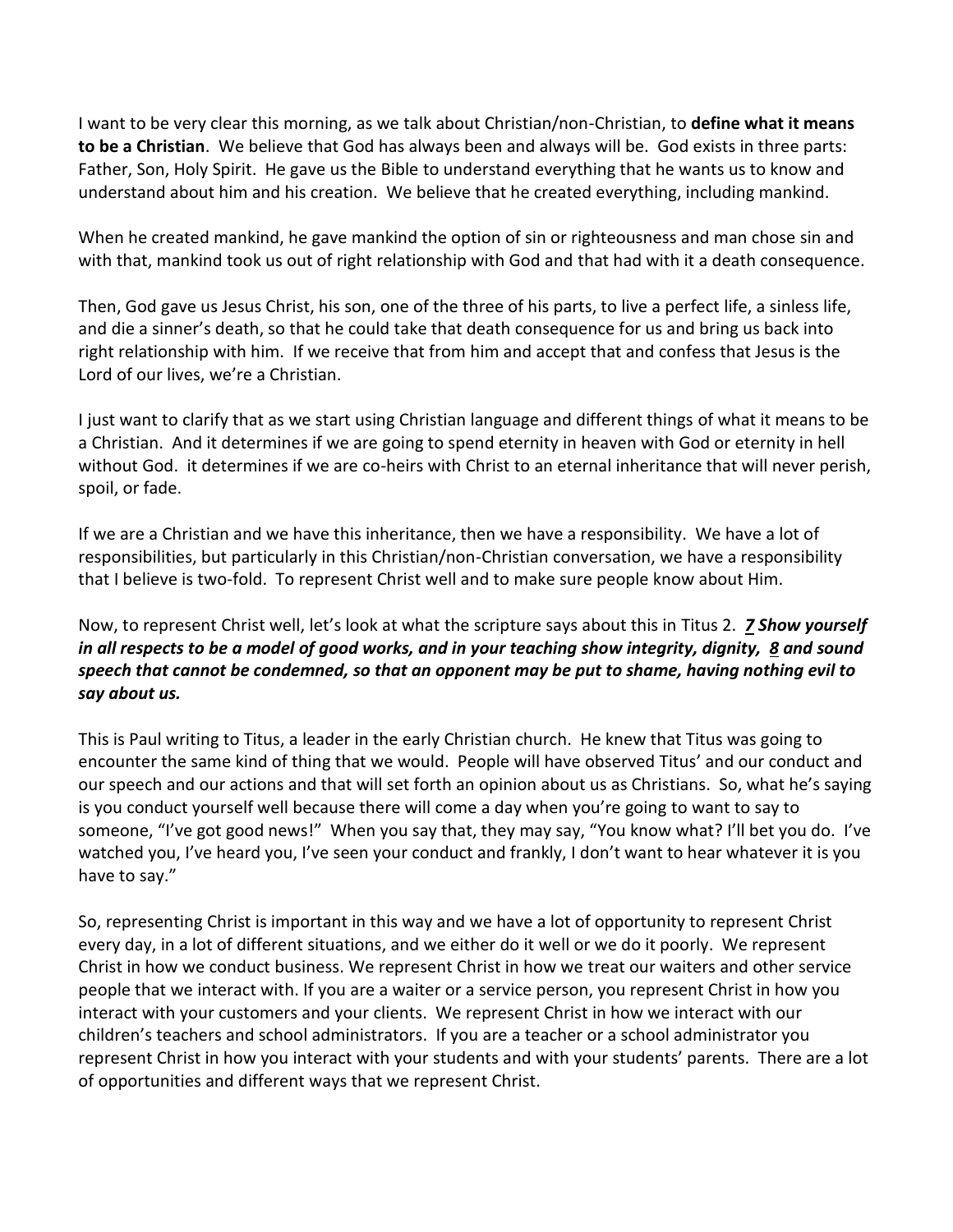I want to be very clear this morning, as we talk about Christian/non-Christian, to **define what it means to be a Christian**. We believe that God has always been and always will be. God exists in three parts: Father, Son, Holy Spirit. He gave us the Bible to understand everything that he wants us to know and understand about him and his creation. We believe that he created everything, including mankind.

When he created mankind, he gave mankind the option of sin or righteousness and man chose sin and with that, mankind took us out of right relationship with God and that had with it a death consequence.

Then, God gave us Jesus Christ, his son, one of the three of his parts, to live a perfect life, a sinless life, and die a sinner's death, so that he could take that death consequence for us and bring us back into right relationship with him. If we receive that from him and accept that and confess that Jesus is the Lord of our lives, we're a Christian.

I just want to clarify that as we start using Christian language and different things of what it means to be a Christian. And it determines if we are going to spend eternity in heaven with God or eternity in hell without God. it determines if we are co-heirs with Christ to an eternal inheritance that will never perish, spoil, or fade.

If we are a Christian and we have this inheritance, then we have a responsibility. We have a lot of responsibilities, but particularly in this Christian/non-Christian conversation, we have a responsibility that I believe is two-fold. To represent Christ well and to make sure people know about Him.

Now, to represent Christ well, let's look at what the scripture says about this in Titus 2. ***7 Show yourself in all respects to be a model of good works, and in your teaching show integrity, dignity, 8 and sound speech that cannot be condemned, so that an opponent may be put to shame, having nothing evil to say about us.***

This is Paul writing to Titus, a leader in the early Christian church. He knew that Titus was going to encounter the same kind of thing that we would. People will have observed Titus' and our conduct and our speech and our actions and that will set forth an opinion about us as Christians. So, what he's saying is you conduct yourself well because there will come a day when you're going to want to say to someone, "I've got good news!" When you say that, they may say, "You know what? I'll bet you do. I've watched you, I've heard you, I've seen your conduct and frankly, I don't want to hear whatever it is you have to say."

So, representing Christ is important in this way and we have a lot of opportunity to represent Christ every day, in a lot of different situations, and we either do it well or we do it poorly. We represent Christ in how we conduct business. We represent Christ in how we treat our waiters and other service people that we interact with. If you are a waiter or a service person, you represent Christ in how you interact with your customers and your clients. We represent Christ in how we interact with our children's teachers and school administrators. If you are a teacher or a school administrator you represent Christ in how you interact with your students and with your students' parents. There are a lot of opportunities and different ways that we represent Christ.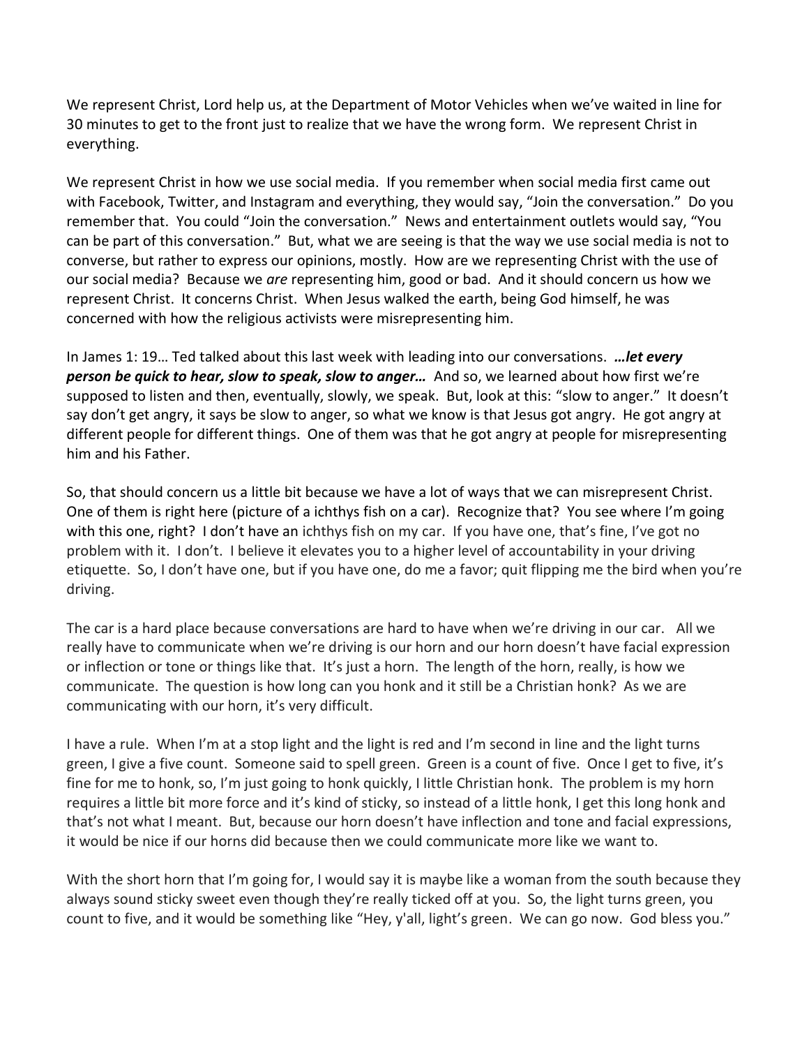We represent Christ, Lord help us, at the Department of Motor Vehicles when we've waited in line for 30 minutes to get to the front just to realize that we have the wrong form. We represent Christ in everything.

We represent Christ in how we use social media. If you remember when social media first came out with Facebook, Twitter, and Instagram and everything, they would say, "Join the conversation." Do you remember that. You could "Join the conversation." News and entertainment outlets would say, "You can be part of this conversation." But, what we are seeing is that the way we use social media is not to converse, but rather to express our opinions, mostly. How are we representing Christ with the use of our social media? Because we *are* representing him, good or bad. And it should concern us how we represent Christ. It concerns Christ. When Jesus walked the earth, being God himself, he was concerned with how the religious activists were misrepresenting him.

In James 1: 19… Ted talked about this last week with leading into our conversations. ***…let every person be quick to hear, slow to speak, slow to anger…*** And so, we learned about how first we're supposed to listen and then, eventually, slowly, we speak. But, look at this: "slow to anger." It doesn't say don't get angry, it says be slow to anger, so what we know is that Jesus got angry. He got angry at different people for different things. One of them was that he got angry at people for misrepresenting him and his Father.

So, that should concern us a little bit because we have a lot of ways that we can misrepresent Christ. One of them is right here (picture of a ichthys fish on a car). Recognize that? You see where I'm going with this one, right? I don't have an ichthys fish on my car. If you have one, that's fine, I've got no problem with it. I don't. I believe it elevates you to a higher level of accountability in your driving etiquette. So, I don't have one, but if you have one, do me a favor; quit flipping me the bird when you're driving.

The car is a hard place because conversations are hard to have when we're driving in our car. All we really have to communicate when we're driving is our horn and our horn doesn't have facial expression or inflection or tone or things like that. It's just a horn. The length of the horn, really, is how we communicate. The question is how long can you honk and it still be a Christian honk? As we are communicating with our horn, it's very difficult.

I have a rule. When I'm at a stop light and the light is red and I'm second in line and the light turns green, I give a five count. Someone said to spell green. Green is a count of five. Once I get to five, it's fine for me to honk, so, I'm just going to honk quickly, I little Christian honk. The problem is my horn requires a little bit more force and it's kind of sticky, so instead of a little honk, I get this long honk and that's not what I meant. But, because our horn doesn't have inflection and tone and facial expressions, it would be nice if our horns did because then we could communicate more like we want to.

With the short horn that I'm going for, I would say it is maybe like a woman from the south because they always sound sticky sweet even though they're really ticked off at you. So, the light turns green, you count to five, and it would be something like "Hey, y'all, light's green. We can go now. God bless you."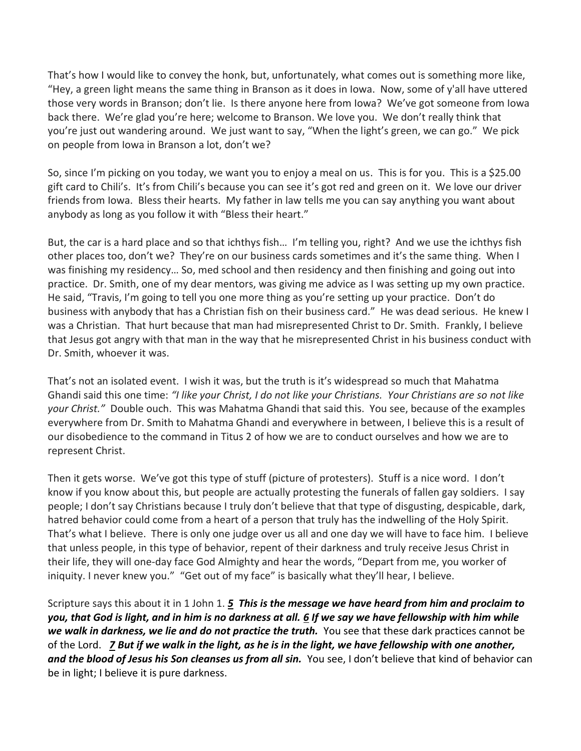That's how I would like to convey the honk, but, unfortunately, what comes out is something more like, "Hey, a green light means the same thing in Branson as it does in Iowa. Now, some of y'all have uttered those very words in Branson; don't lie. Is there anyone here from Iowa? We've got someone from Iowa back there. We're glad you're here; welcome to Branson. We love you. We don't really think that you're just out wandering around. We just want to say, "When the light's green, we can go." We pick on people from Iowa in Branson a lot, don't we?

So, since I'm picking on you today, we want you to enjoy a meal on us. This is for you. This is a $25.00 gift card to Chili's. It's from Chili's because you can see it's got red and green on it. We love our driver friends from Iowa. Bless their hearts. My father in law tells me you can say anything you want about anybody as long as you follow it with "Bless their heart."

But, the car is a hard place and so that ichthys fish… I'm telling you, right? And we use the ichthys fish other places too, don't we? They're on our business cards sometimes and it's the same thing. When I was finishing my residency… So, med school and then residency and then finishing and going out into practice. Dr. Smith, one of my dear mentors, was giving me advice as I was setting up my own practice. He said, "Travis, I'm going to tell you one more thing as you're setting up your practice. Don't do business with anybody that has a Christian fish on their business card." He was dead serious. He knew I was a Christian. That hurt because that man had misrepresented Christ to Dr. Smith. Frankly, I believe that Jesus got angry with that man in the way that he misrepresented Christ in his business conduct with Dr. Smith, whoever it was.

That's not an isolated event. I wish it was, but the truth is it's widespread so much that Mahatma Ghandi said this one time: *"I like your Christ, I do not like your Christians. Your Christians are so not like your Christ."* Double ouch. This was Mahatma Ghandi that said this. You see, because of the examples everywhere from Dr. Smith to Mahatma Ghandi and everywhere in between, I believe this is a result of our disobedience to the command in Titus 2 of how we are to conduct ourselves and how we are to represent Christ.

Then it gets worse. We've got this type of stuff (picture of protesters). Stuff is a nice word. I don't know if you know about this, but people are actually protesting the funerals of fallen gay soldiers. I say people; I don't say Christians because I truly don't believe that that type of disgusting, despicable, dark, hatred behavior could come from a heart of a person that truly has the indwelling of the Holy Spirit. That's what I believe. There is only one judge over us all and one day we will have to face him. I believe that unless people, in this type of behavior, repent of their darkness and truly receive Jesus Christ in their life, they will one-day face God Almighty and hear the words, "Depart from me, you worker of iniquity. I never knew you." "Get out of my face" is basically what they'll hear, I believe.

Scripture says this about it in 1 John 1. ***5 This is the message we have heard from him and proclaim to you, that God is light, and in him is no darkness at all. 6 If we say we have fellowship with him while we walk in darkness, we lie and do not practice the truth.*** You see that these dark practices cannot be of the Lord. ***7 But if we walk in the light, as he is in the light, we have fellowship with one another, and the blood of Jesus his Son cleanses us from all sin.*** You see, I don't believe that kind of behavior can be in light; I believe it is pure darkness.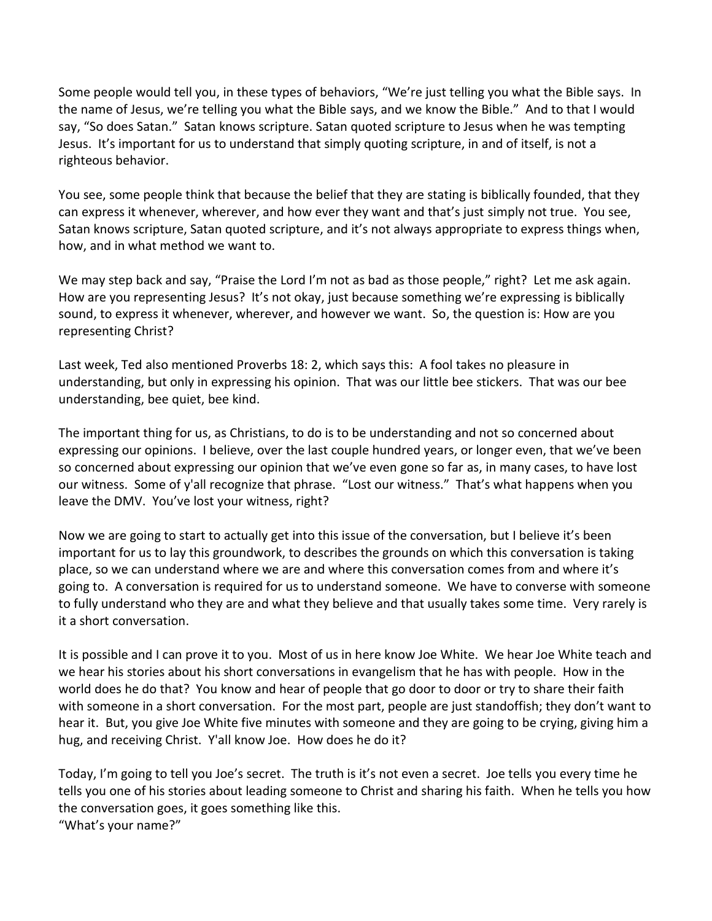Some people would tell you, in these types of behaviors, "We're just telling you what the Bible says. In the name of Jesus, we're telling you what the Bible says, and we know the Bible." And to that I would say, "So does Satan." Satan knows scripture. Satan quoted scripture to Jesus when he was tempting Jesus. It's important for us to understand that simply quoting scripture, in and of itself, is not a righteous behavior.

You see, some people think that because the belief that they are stating is biblically founded, that they can express it whenever, wherever, and how ever they want and that's just simply not true. You see, Satan knows scripture, Satan quoted scripture, and it's not always appropriate to express things when, how, and in what method we want to.

We may step back and say, "Praise the Lord I'm not as bad as those people," right? Let me ask again. How are you representing Jesus? It's not okay, just because something we're expressing is biblically sound, to express it whenever, wherever, and however we want. So, the question is: How are you representing Christ?

Last week, Ted also mentioned Proverbs 18: 2, which says this: A fool takes no pleasure in understanding, but only in expressing his opinion. That was our little bee stickers. That was our bee understanding, bee quiet, bee kind.

The important thing for us, as Christians, to do is to be understanding and not so concerned about expressing our opinions. I believe, over the last couple hundred years, or longer even, that we've been so concerned about expressing our opinion that we've even gone so far as, in many cases, to have lost our witness. Some of y'all recognize that phrase. "Lost our witness." That's what happens when you leave the DMV. You've lost your witness, right?

Now we are going to start to actually get into this issue of the conversation, but I believe it's been important for us to lay this groundwork, to describes the grounds on which this conversation is taking place, so we can understand where we are and where this conversation comes from and where it's going to. A conversation is required for us to understand someone. We have to converse with someone to fully understand who they are and what they believe and that usually takes some time. Very rarely is it a short conversation.

It is possible and I can prove it to you. Most of us in here know Joe White. We hear Joe White teach and we hear his stories about his short conversations in evangelism that he has with people. How in the world does he do that? You know and hear of people that go door to door or try to share their faith with someone in a short conversation. For the most part, people are just standoffish; they don't want to hear it. But, you give Joe White five minutes with someone and they are going to be crying, giving him a hug, and receiving Christ. Y'all know Joe. How does he do it?

Today, I'm going to tell you Joe's secret. The truth is it's not even a secret. Joe tells you every time he tells you one of his stories about leading someone to Christ and sharing his faith. When he tells you how the conversation goes, it goes something like this.
"What's your name?"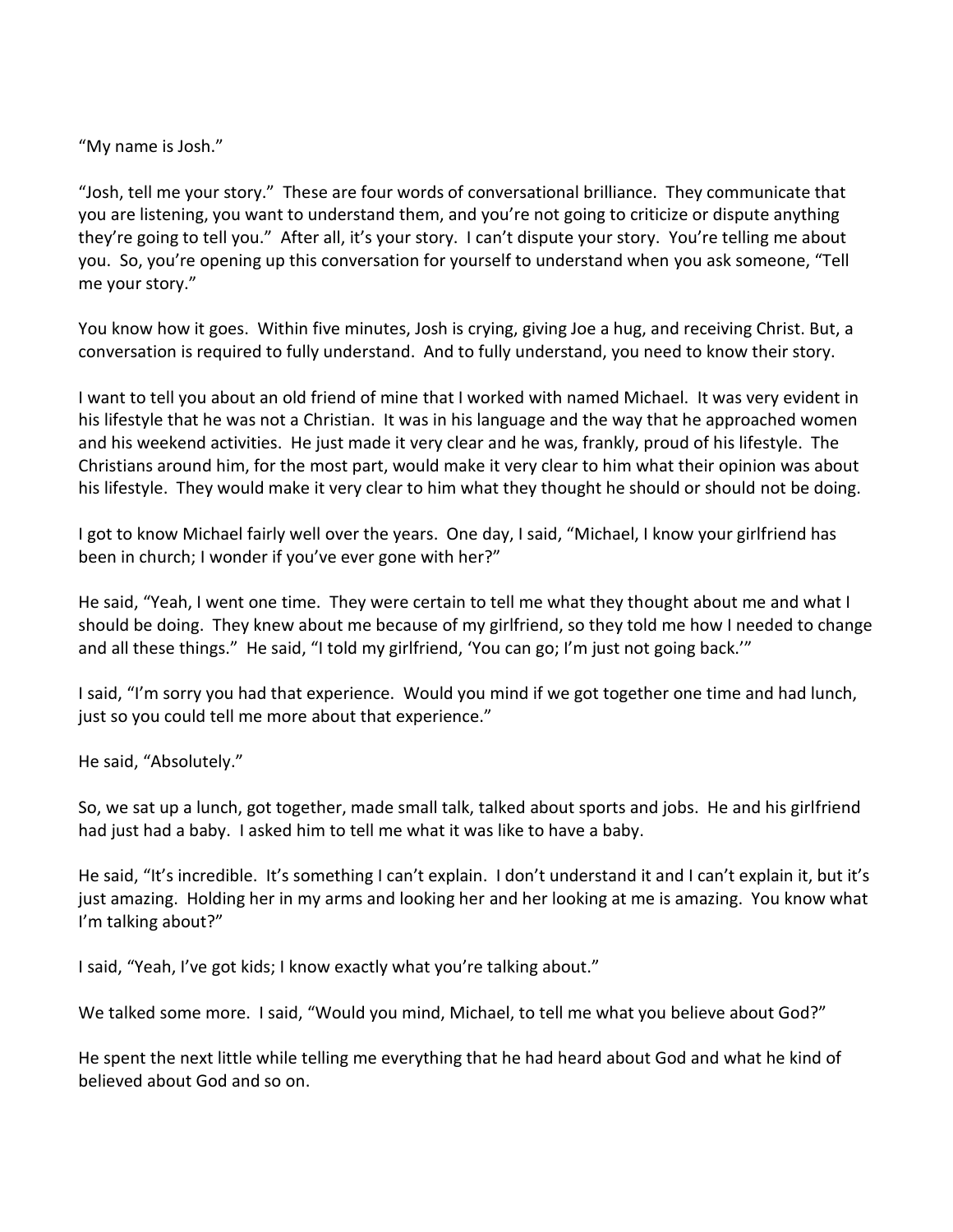"My name is Josh."

"Josh, tell me your story." These are four words of conversational brilliance. They communicate that you are listening, you want to understand them, and you're not going to criticize or dispute anything they're going to tell you." After all, it's your story. I can't dispute your story. You're telling me about you. So, you're opening up this conversation for yourself to understand when you ask someone, "Tell me your story."

You know how it goes. Within five minutes, Josh is crying, giving Joe a hug, and receiving Christ. But, a conversation is required to fully understand. And to fully understand, you need to know their story.

I want to tell you about an old friend of mine that I worked with named Michael. It was very evident in his lifestyle that he was not a Christian. It was in his language and the way that he approached women and his weekend activities. He just made it very clear and he was, frankly, proud of his lifestyle. The Christians around him, for the most part, would make it very clear to him what their opinion was about his lifestyle. They would make it very clear to him what they thought he should or should not be doing.

I got to know Michael fairly well over the years. One day, I said, "Michael, I know your girlfriend has been in church; I wonder if you've ever gone with her?"

He said, "Yeah, I went one time. They were certain to tell me what they thought about me and what I should be doing. They knew about me because of my girlfriend, so they told me how I needed to change and all these things." He said, "I told my girlfriend, 'You can go; I'm just not going back.'"

I said, "I'm sorry you had that experience. Would you mind if we got together one time and had lunch, just so you could tell me more about that experience."

He said, "Absolutely."

So, we sat up a lunch, got together, made small talk, talked about sports and jobs. He and his girlfriend had just had a baby. I asked him to tell me what it was like to have a baby.

He said, "It's incredible. It's something I can't explain. I don't understand it and I can't explain it, but it's just amazing. Holding her in my arms and looking her and her looking at me is amazing. You know what I'm talking about?"

I said, "Yeah, I've got kids; I know exactly what you're talking about."

We talked some more. I said, "Would you mind, Michael, to tell me what you believe about God?"

He spent the next little while telling me everything that he had heard about God and what he kind of believed about God and so on.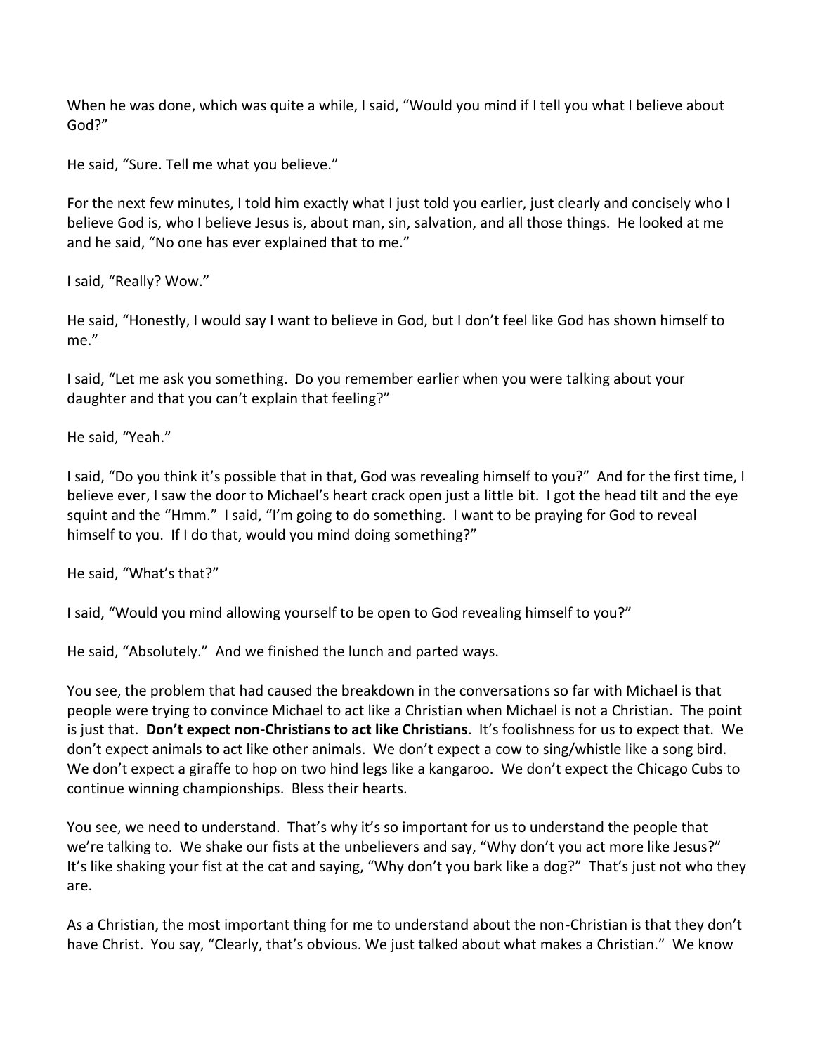When he was done, which was quite a while, I said, "Would you mind if I tell you what I believe about God?"

He said, "Sure. Tell me what you believe."

For the next few minutes, I told him exactly what I just told you earlier, just clearly and concisely who I believe God is, who I believe Jesus is, about man, sin, salvation, and all those things. He looked at me and he said, "No one has ever explained that to me."

I said, "Really? Wow."

He said, "Honestly, I would say I want to believe in God, but I don't feel like God has shown himself to me."

I said, "Let me ask you something. Do you remember earlier when you were talking about your daughter and that you can't explain that feeling?"

He said, "Yeah."

I said, "Do you think it's possible that in that, God was revealing himself to you?" And for the first time, I believe ever, I saw the door to Michael's heart crack open just a little bit. I got the head tilt and the eye squint and the "Hmm." I said, "I'm going to do something. I want to be praying for God to reveal himself to you. If I do that, would you mind doing something?"

He said, "What's that?"

I said, "Would you mind allowing yourself to be open to God revealing himself to you?"

He said, "Absolutely." And we finished the lunch and parted ways.

You see, the problem that had caused the breakdown in the conversations so far with Michael is that people were trying to convince Michael to act like a Christian when Michael is not a Christian. The point is just that. **Don't expect non-Christians to act like Christians**. It's foolishness for us to expect that. We don't expect animals to act like other animals. We don't expect a cow to sing/whistle like a song bird. We don't expect a giraffe to hop on two hind legs like a kangaroo. We don't expect the Chicago Cubs to continue winning championships. Bless their hearts.

You see, we need to understand. That's why it's so important for us to understand the people that we're talking to. We shake our fists at the unbelievers and say, "Why don't you act more like Jesus?" It's like shaking your fist at the cat and saying, "Why don't you bark like a dog?" That's just not who they are.

As a Christian, the most important thing for me to understand about the non-Christian is that they don't have Christ. You say, "Clearly, that's obvious. We just talked about what makes a Christian." We know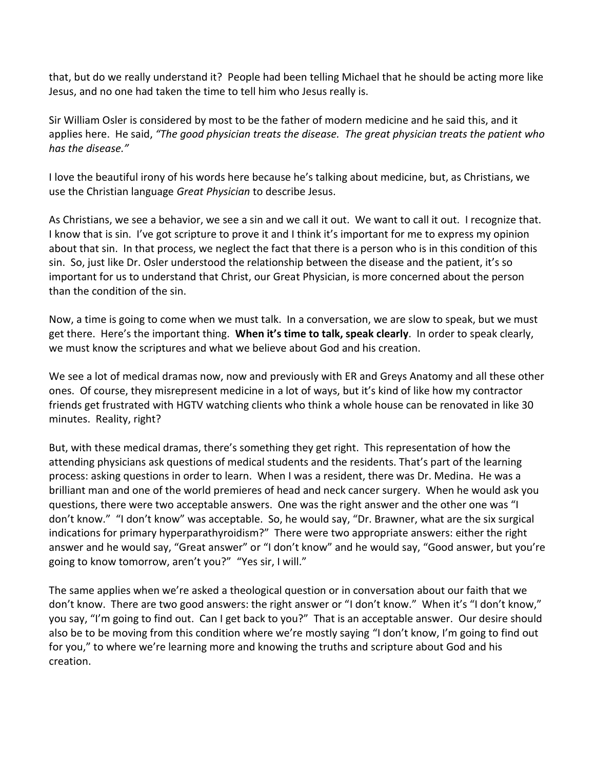that, but do we really understand it? People had been telling Michael that he should be acting more like Jesus, and no one had taken the time to tell him who Jesus really is.

Sir William Osler is considered by most to be the father of modern medicine and he said this, and it applies here. He said, *"The good physician treats the disease. The great physician treats the patient who has the disease."*

I love the beautiful irony of his words here because he's talking about medicine, but, as Christians, we use the Christian language *Great Physician* to describe Jesus.

As Christians, we see a behavior, we see a sin and we call it out. We want to call it out. I recognize that. I know that is sin. I've got scripture to prove it and I think it's important for me to express my opinion about that sin. In that process, we neglect the fact that there is a person who is in this condition of this sin. So, just like Dr. Osler understood the relationship between the disease and the patient, it's so important for us to understand that Christ, our Great Physician, is more concerned about the person than the condition of the sin.

Now, a time is going to come when we must talk. In a conversation, we are slow to speak, but we must get there. Here's the important thing. **When it's time to talk, speak clearly**. In order to speak clearly, we must know the scriptures and what we believe about God and his creation.

We see a lot of medical dramas now, now and previously with ER and Greys Anatomy and all these other ones. Of course, they misrepresent medicine in a lot of ways, but it's kind of like how my contractor friends get frustrated with HGTV watching clients who think a whole house can be renovated in like 30 minutes. Reality, right?

But, with these medical dramas, there's something they get right. This representation of how the attending physicians ask questions of medical students and the residents. That's part of the learning process: asking questions in order to learn. When I was a resident, there was Dr. Medina. He was a brilliant man and one of the world premieres of head and neck cancer surgery. When he would ask you questions, there were two acceptable answers. One was the right answer and the other one was "I don't know." "I don't know" was acceptable. So, he would say, "Dr. Brawner, what are the six surgical indications for primary hyperparathyroidism?" There were two appropriate answers: either the right answer and he would say, "Great answer" or "I don't know" and he would say, "Good answer, but you're going to know tomorrow, aren't you?" "Yes sir, I will."

The same applies when we're asked a theological question or in conversation about our faith that we don't know. There are two good answers: the right answer or "I don't know." When it's "I don't know," you say, "I'm going to find out. Can I get back to you?" That is an acceptable answer. Our desire should also be to be moving from this condition where we're mostly saying "I don't know, I'm going to find out for you," to where we're learning more and knowing the truths and scripture about God and his creation.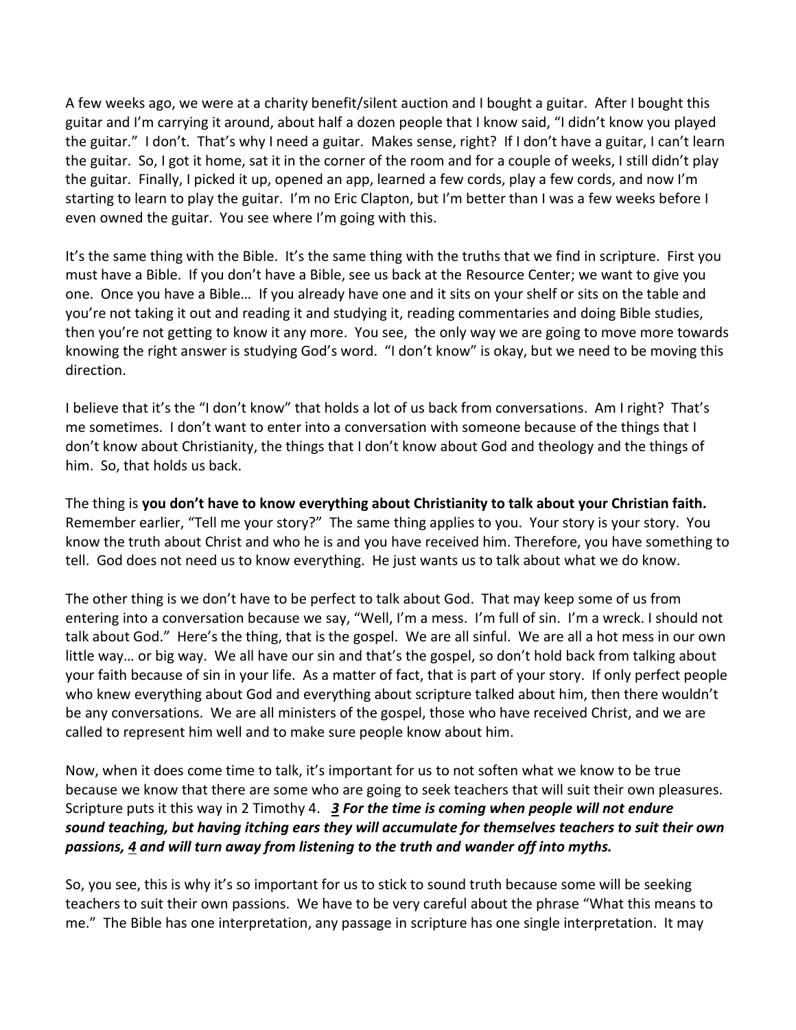A few weeks ago, we were at a charity benefit/silent auction and I bought a guitar. After I bought this guitar and I'm carrying it around, about half a dozen people that I know said, "I didn't know you played the guitar." I don't. That's why I need a guitar. Makes sense, right? If I don't have a guitar, I can't learn the guitar. So, I got it home, sat it in the corner of the room and for a couple of weeks, I still didn't play the guitar. Finally, I picked it up, opened an app, learned a few cords, play a few cords, and now I'm starting to learn to play the guitar. I'm no Eric Clapton, but I'm better than I was a few weeks before I even owned the guitar. You see where I'm going with this.

It's the same thing with the Bible. It's the same thing with the truths that we find in scripture. First you must have a Bible. If you don't have a Bible, see us back at the Resource Center; we want to give you one. Once you have a Bible… If you already have one and it sits on your shelf or sits on the table and you're not taking it out and reading it and studying it, reading commentaries and doing Bible studies, then you're not getting to know it any more. You see, the only way we are going to move more towards knowing the right answer is studying God's word. "I don't know" is okay, but we need to be moving this direction.

I believe that it's the "I don't know" that holds a lot of us back from conversations. Am I right? That's me sometimes. I don't want to enter into a conversation with someone because of the things that I don't know about Christianity, the things that I don't know about God and theology and the things of him. So, that holds us back.

The thing is **you don't have to know everything about Christianity to talk about your Christian faith.** Remember earlier, "Tell me your story?" The same thing applies to you. Your story is your story. You know the truth about Christ and who he is and you have received him. Therefore, you have something to tell. God does not need us to know everything. He just wants us to talk about what we do know.

The other thing is we don't have to be perfect to talk about God. That may keep some of us from entering into a conversation because we say, "Well, I'm a mess. I'm full of sin. I'm a wreck. I should not talk about God." Here's the thing, that is the gospel. We are all sinful. We are all a hot mess in our own little way… or big way. We all have our sin and that's the gospel, so don't hold back from talking about your faith because of sin in your life. As a matter of fact, that is part of your story. If only perfect people who knew everything about God and everything about scripture talked about him, then there wouldn't be any conversations. We are all ministers of the gospel, those who have received Christ, and we are called to represent him well and to make sure people know about him.

Now, when it does come time to talk, it's important for us to not soften what we know to be true because we know that there are some who are going to seek teachers that will suit their own pleasures. Scripture puts it this way in 2 Timothy 4. ***3 For the time is coming when people will not endure sound teaching, but having itching ears they will accumulate for themselves teachers to suit their own passions, 4 and will turn away from listening to the truth and wander off into myths.***

So, you see, this is why it's so important for us to stick to sound truth because some will be seeking teachers to suit their own passions. We have to be very careful about the phrase "What this means to me." The Bible has one interpretation, any passage in scripture has one single interpretation. It may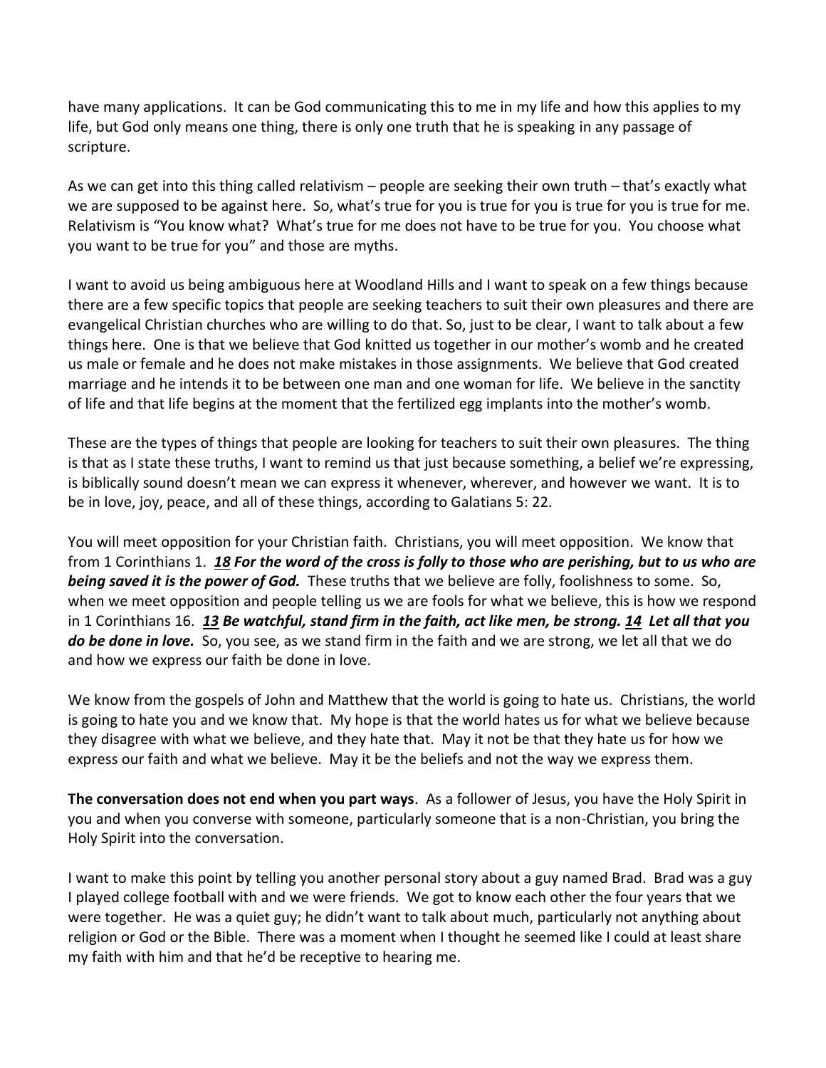have many applications. It can be God communicating this to me in my life and how this applies to my life, but God only means one thing, there is only one truth that he is speaking in any passage of scripture.

As we can get into this thing called relativism – people are seeking their own truth – that's exactly what we are supposed to be against here. So, what's true for you is true for you is true for you is true for me. Relativism is "You know what? What's true for me does not have to be true for you. You choose what you want to be true for you" and those are myths.

I want to avoid us being ambiguous here at Woodland Hills and I want to speak on a few things because there are a few specific topics that people are seeking teachers to suit their own pleasures and there are evangelical Christian churches who are willing to do that. So, just to be clear, I want to talk about a few things here. One is that we believe that God knitted us together in our mother's womb and he created us male or female and he does not make mistakes in those assignments. We believe that God created marriage and he intends it to be between one man and one woman for life. We believe in the sanctity of life and that life begins at the moment that the fertilized egg implants into the mother's womb.

These are the types of things that people are looking for teachers to suit their own pleasures. The thing is that as I state these truths, I want to remind us that just because something, a belief we're expressing, is biblically sound doesn't mean we can express it whenever, wherever, and however we want. It is to be in love, joy, peace, and all of these things, according to Galatians 5: 22.

You will meet opposition for your Christian faith. Christians, you will meet opposition. We know that from 1 Corinthians 1. ***18 For the word of the cross is folly to those who are perishing, but to us who are being saved it is the power of God.*** These truths that we believe are folly, foolishness to some. So, when we meet opposition and people telling us we are fools for what we believe, this is how we respond in 1 Corinthians 16. ***13 Be watchful, stand firm in the faith, act like men, be strong. 14 Let all that you do be done in love.*** So, you see, as we stand firm in the faith and we are strong, we let all that we do and how we express our faith be done in love.

We know from the gospels of John and Matthew that the world is going to hate us. Christians, the world is going to hate you and we know that. My hope is that the world hates us for what we believe because they disagree with what we believe, and they hate that. May it not be that they hate us for how we express our faith and what we believe. May it be the beliefs and not the way we express them.

**The conversation does not end when you part ways**. As a follower of Jesus, you have the Holy Spirit in you and when you converse with someone, particularly someone that is a non-Christian, you bring the Holy Spirit into the conversation.

I want to make this point by telling you another personal story about a guy named Brad. Brad was a guy I played college football with and we were friends. We got to know each other the four years that we were together. He was a quiet guy; he didn't want to talk about much, particularly not anything about religion or God or the Bible. There was a moment when I thought he seemed like I could at least share my faith with him and that he'd be receptive to hearing me.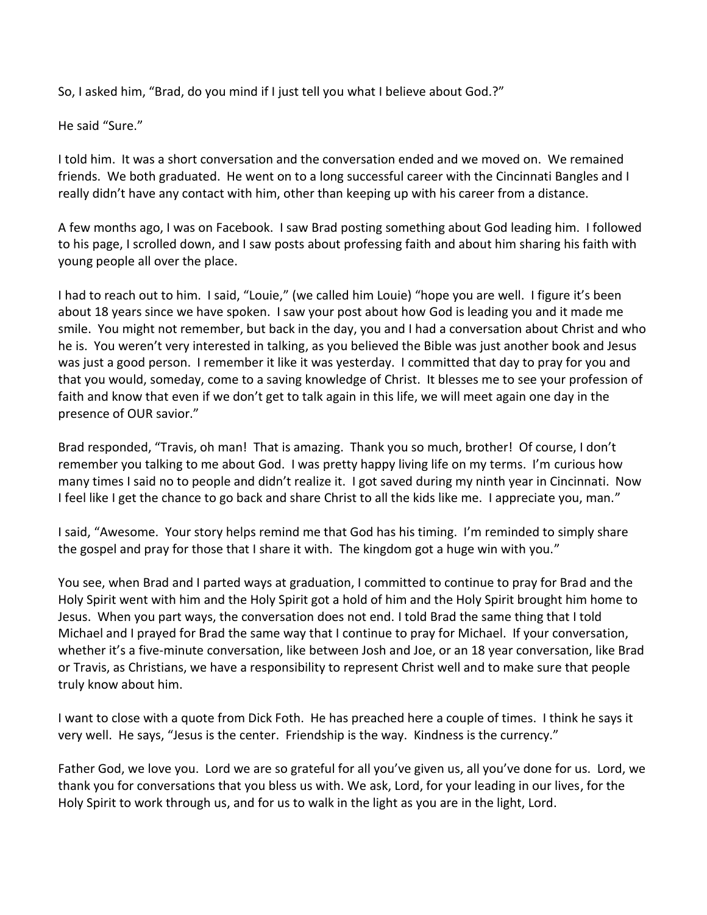So, I asked him, “Brad, do you mind if I just tell you what I believe about God.?”

He said “Sure.”

I told him. It was a short conversation and the conversation ended and we moved on. We remained friends. We both graduated. He went on to a long successful career with the Cincinnati Bangles and I really didn’t have any contact with him, other than keeping up with his career from a distance.

A few months ago, I was on Facebook. I saw Brad posting something about God leading him. I followed to his page, I scrolled down, and I saw posts about professing faith and about him sharing his faith with young people all over the place.

I had to reach out to him. I said, “Louie,” (we called him Louie) “hope you are well. I figure it’s been about 18 years since we have spoken. I saw your post about how God is leading you and it made me smile. You might not remember, but back in the day, you and I had a conversation about Christ and who he is. You weren’t very interested in talking, as you believed the Bible was just another book and Jesus was just a good person. I remember it like it was yesterday. I committed that day to pray for you and that you would, someday, come to a saving knowledge of Christ. It blesses me to see your profession of faith and know that even if we don’t get to talk again in this life, we will meet again one day in the presence of OUR savior.”

Brad responded, “Travis, oh man! That is amazing. Thank you so much, brother! Of course, I don’t remember you talking to me about God. I was pretty happy living life on my terms. I’m curious how many times I said no to people and didn’t realize it. I got saved during my ninth year in Cincinnati. Now I feel like I get the chance to go back and share Christ to all the kids like me. I appreciate you, man.”

I said, “Awesome. Your story helps remind me that God has his timing. I’m reminded to simply share the gospel and pray for those that I share it with. The kingdom got a huge win with you.”

You see, when Brad and I parted ways at graduation, I committed to continue to pray for Brad and the Holy Spirit went with him and the Holy Spirit got a hold of him and the Holy Spirit brought him home to Jesus. When you part ways, the conversation does not end. I told Brad the same thing that I told Michael and I prayed for Brad the same way that I continue to pray for Michael. If your conversation, whether it’s a five-minute conversation, like between Josh and Joe, or an 18 year conversation, like Brad or Travis, as Christians, we have a responsibility to represent Christ well and to make sure that people truly know about him.

I want to close with a quote from Dick Foth. He has preached here a couple of times. I think he says it very well. He says, “Jesus is the center. Friendship is the way. Kindness is the currency.”

Father God, we love you. Lord we are so grateful for all you’ve given us, all you’ve done for us. Lord, we thank you for conversations that you bless us with. We ask, Lord, for your leading in our lives, for the Holy Spirit to work through us, and for us to walk in the light as you are in the light, Lord.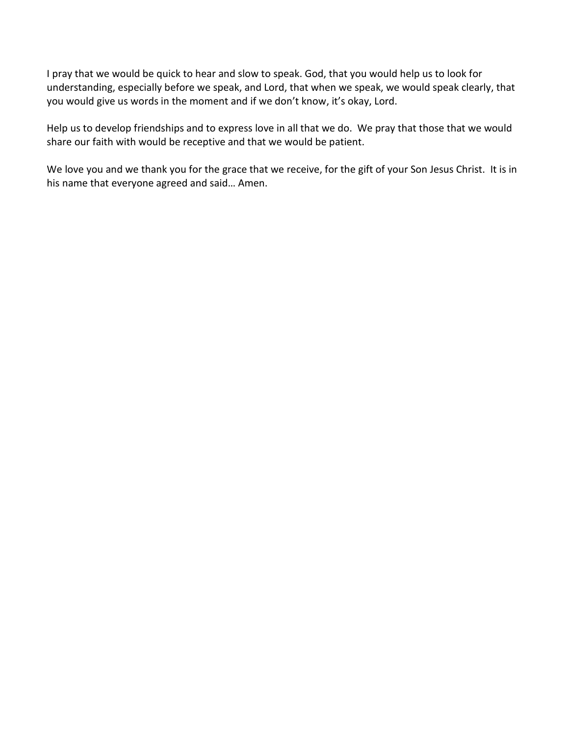I pray that we would be quick to hear and slow to speak. God, that you would help us to look for understanding, especially before we speak, and Lord, that when we speak, we would speak clearly, that you would give us words in the moment and if we don't know, it's okay, Lord.

Help us to develop friendships and to express love in all that we do.  We pray that those that we would share our faith with would be receptive and that we would be patient.

We love you and we thank you for the grace that we receive, for the gift of your Son Jesus Christ.  It is in his name that everyone agreed and said… Amen.